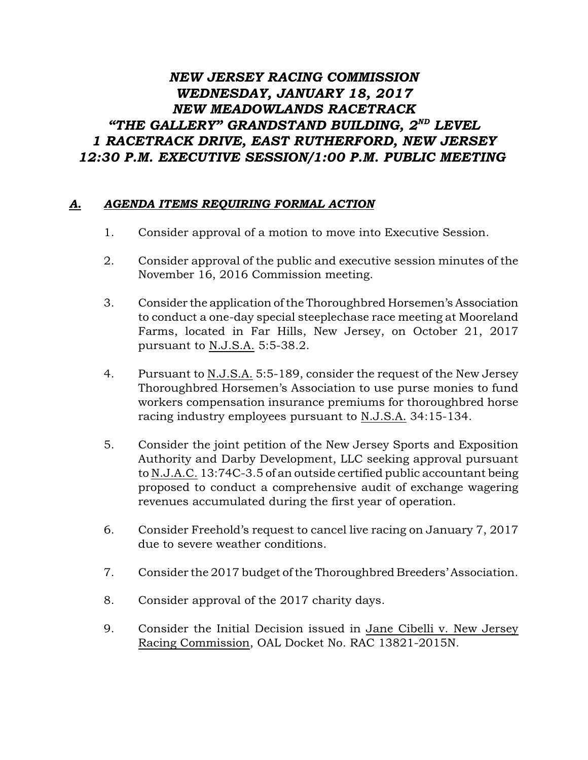# *NEW JERSEY RACING COMMISSION*
# *WEDNESDAY, JANUARY 18, 2017*
# *NEW MEADOWLANDS RACETRACK*
# *"THE GALLERY" GRANDSTAND BUILDING, 2ND LEVEL*
# *1 RACETRACK DRIVE, EAST RUTHERFORD, NEW JERSEY*
# *12:30 P.M. EXECUTIVE SESSION/1:00 P.M. PUBLIC MEETING*

## *A. AGENDA ITEMS REQUIRING FORMAL ACTION*

1. Consider approval of a motion to move into Executive Session.

2. Consider approval of the public and executive session minutes of the November 16, 2016 Commission meeting.

3. Consider the application of the Thoroughbred Horsemen's Association to conduct a one-day special steeplechase race meeting at Mooreland Farms, located in Far Hills, New Jersey, on October 21, 2017 pursuant to N.J.S.A. 5:5-38.2.

4. Pursuant to N.J.S.A. 5:5-189, consider the request of the New Jersey Thoroughbred Horsemen's Association to use purse monies to fund workers compensation insurance premiums for thoroughbred horse racing industry employees pursuant to N.J.S.A. 34:15-134.

5. Consider the joint petition of the New Jersey Sports and Exposition Authority and Darby Development, LLC seeking approval pursuant to N.J.A.C. 13:74C-3.5 of an outside certified public accountant being proposed to conduct a comprehensive audit of exchange wagering revenues accumulated during the first year of operation.

6. Consider Freehold's request to cancel live racing on January 7, 2017 due to severe weather conditions.

7. Consider the 2017 budget of the Thoroughbred Breeders' Association.

8. Consider approval of the 2017 charity days.

9. Consider the Initial Decision issued in Jane Cibelli v. New Jersey Racing Commission, OAL Docket No. RAC 13821-2015N.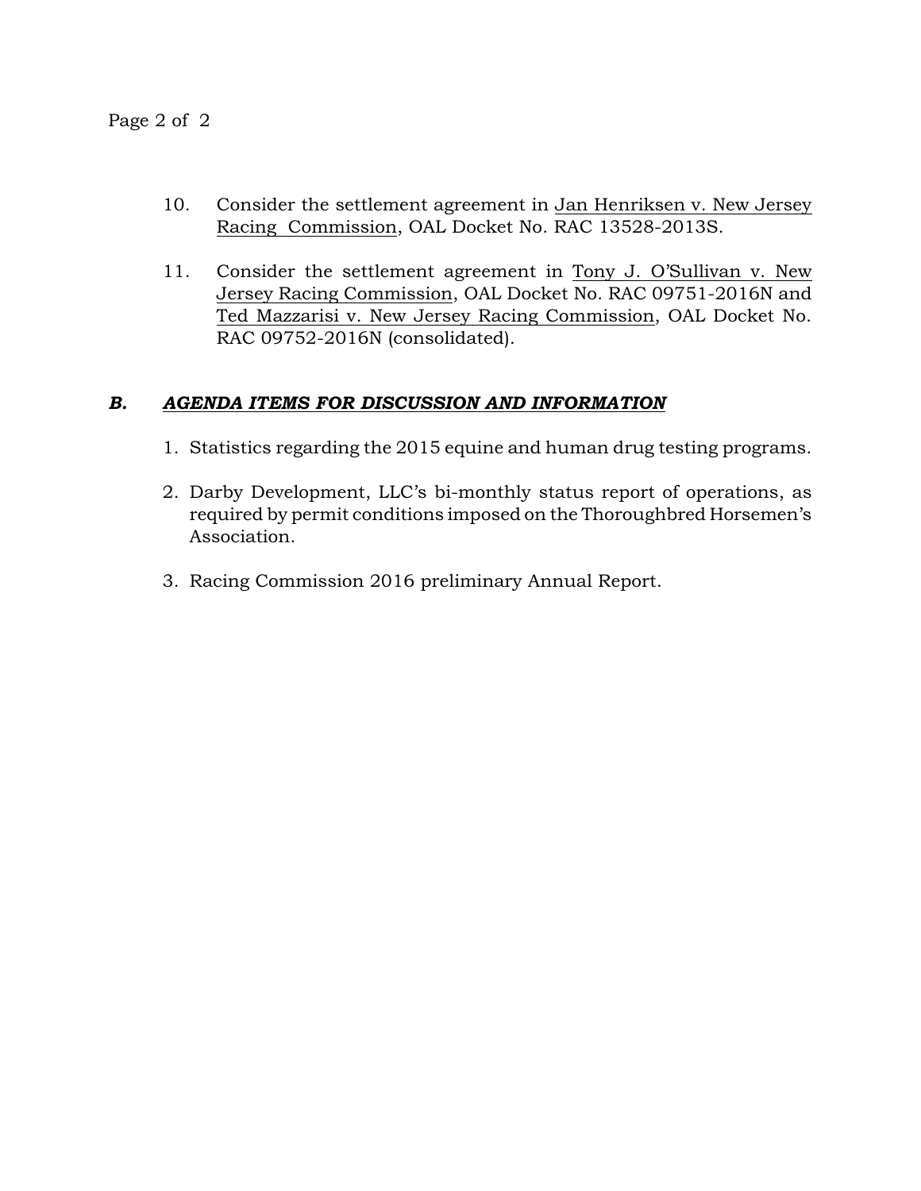10. Consider the settlement agreement in Jan Henriksen v. New Jersey Racing Commission, OAL Docket No. RAC 13528-2013S.

11. Consider the settlement agreement in Tony J. O'Sullivan v. New Jersey Racing Commission, OAL Docket No. RAC 09751-2016N and Ted Mazzarisi v. New Jersey Racing Commission, OAL Docket No. RAC 09752-2016N (consolidated).

### *B. AGENDA ITEMS FOR DISCUSSION AND INFORMATION*

1. Statistics regarding the 2015 equine and human drug testing programs.
2. Darby Development, LLC's bi-monthly status report of operations, as required by permit conditions imposed on the Thoroughbred Horsemen's Association.
3. Racing Commission 2016 preliminary Annual Report.